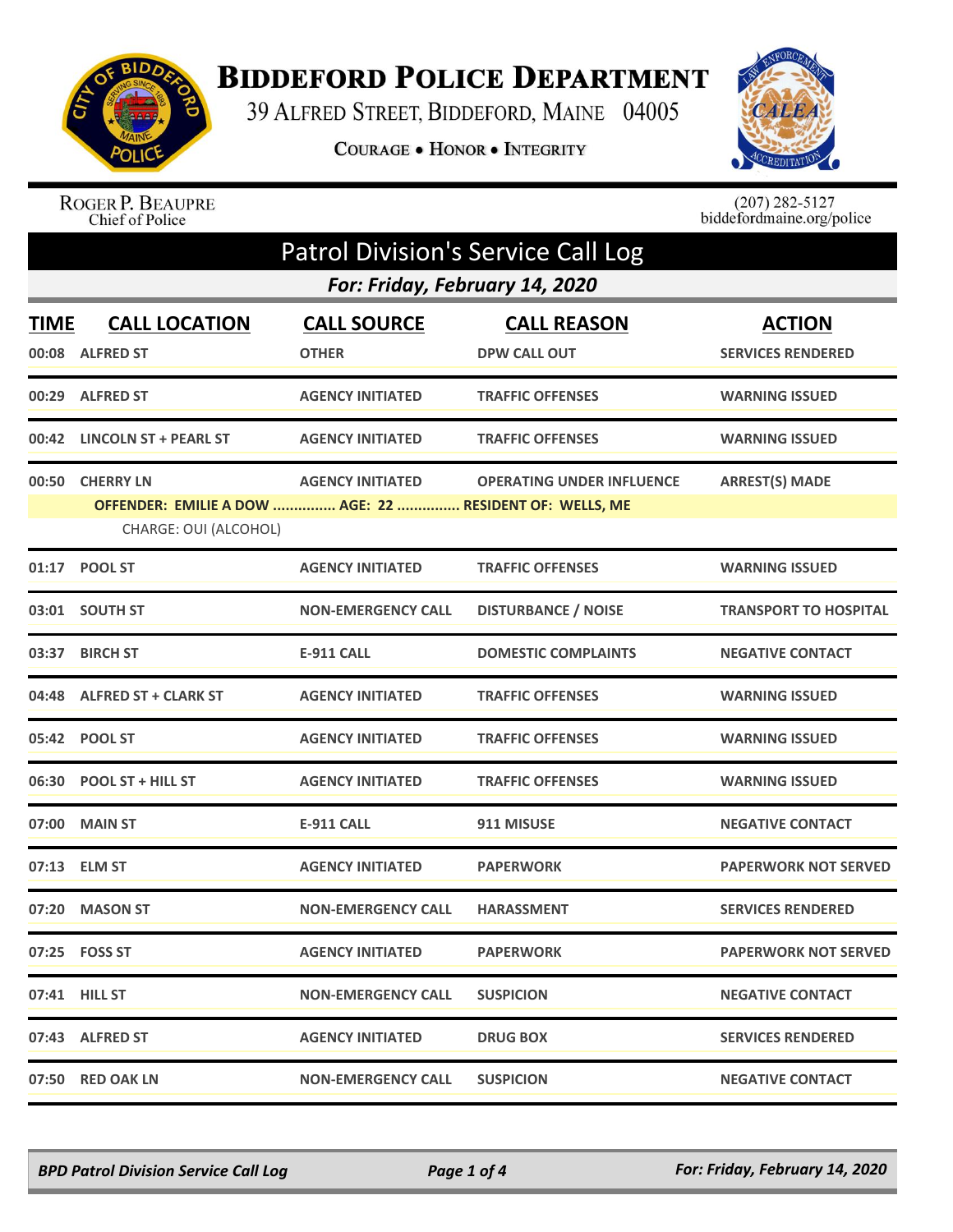# Biddeford Police Department

39 Alfred Street, Biddeford, Maine 04005

Courage • Honor • Integrity

Roger P. Beaupre
Chief of Police

(207) 282-5127
biddefordmaine.org/police

## Patrol Division's Service Call Log

### For: Friday, February 14, 2020

| TIME | CALL LOCATION | CALL SOURCE | CALL REASON | ACTION |
|---|---|---|---|---|
| 00:08 | ALFRED ST | OTHER | DPW CALL OUT | SERVICES RENDERED |
| 00:29 | ALFRED ST | AGENCY INITIATED | TRAFFIC OFFENSES | WARNING ISSUED |
| 00:42 | LINCOLN ST + PEARL ST | AGENCY INITIATED | TRAFFIC OFFENSES | WARNING ISSUED |
| 00:50 | CHERRY LN | AGENCY INITIATED | OPERATING UNDER INFLUENCE | ARREST(S) MADE |
| | OFFENDER: EMILIE A DOW ............... AGE: 22 ............... RESIDENT OF: WELLS, ME | | | |
| | CHARGE: OUI (ALCOHOL) | | | |
| 01:17 | POOL ST | AGENCY INITIATED | TRAFFIC OFFENSES | WARNING ISSUED |
| 03:01 | SOUTH ST | NON-EMERGENCY CALL | DISTURBANCE / NOISE | TRANSPORT TO HOSPITAL |
| 03:37 | BIRCH ST | E-911 CALL | DOMESTIC COMPLAINTS | NEGATIVE CONTACT |
| 04:48 | ALFRED ST + CLARK ST | AGENCY INITIATED | TRAFFIC OFFENSES | WARNING ISSUED |
| 05:42 | POOL ST | AGENCY INITIATED | TRAFFIC OFFENSES | WARNING ISSUED |
| 06:30 | POOL ST + HILL ST | AGENCY INITIATED | TRAFFIC OFFENSES | WARNING ISSUED |
| 07:00 | MAIN ST | E-911 CALL | 911 MISUSE | NEGATIVE CONTACT |
| 07:13 | ELM ST | AGENCY INITIATED | PAPERWORK | PAPERWORK NOT SERVED |
| 07:20 | MASON ST | NON-EMERGENCY CALL | HARASSMENT | SERVICES RENDERED |
| 07:25 | FOSS ST | AGENCY INITIATED | PAPERWORK | PAPERWORK NOT SERVED |
| 07:41 | HILL ST | NON-EMERGENCY CALL | SUSPICION | NEGATIVE CONTACT |
| 07:43 | ALFRED ST | AGENCY INITIATED | DRUG BOX | SERVICES RENDERED |
| 07:50 | RED OAK LN | NON-EMERGENCY CALL | SUSPICION | NEGATIVE CONTACT |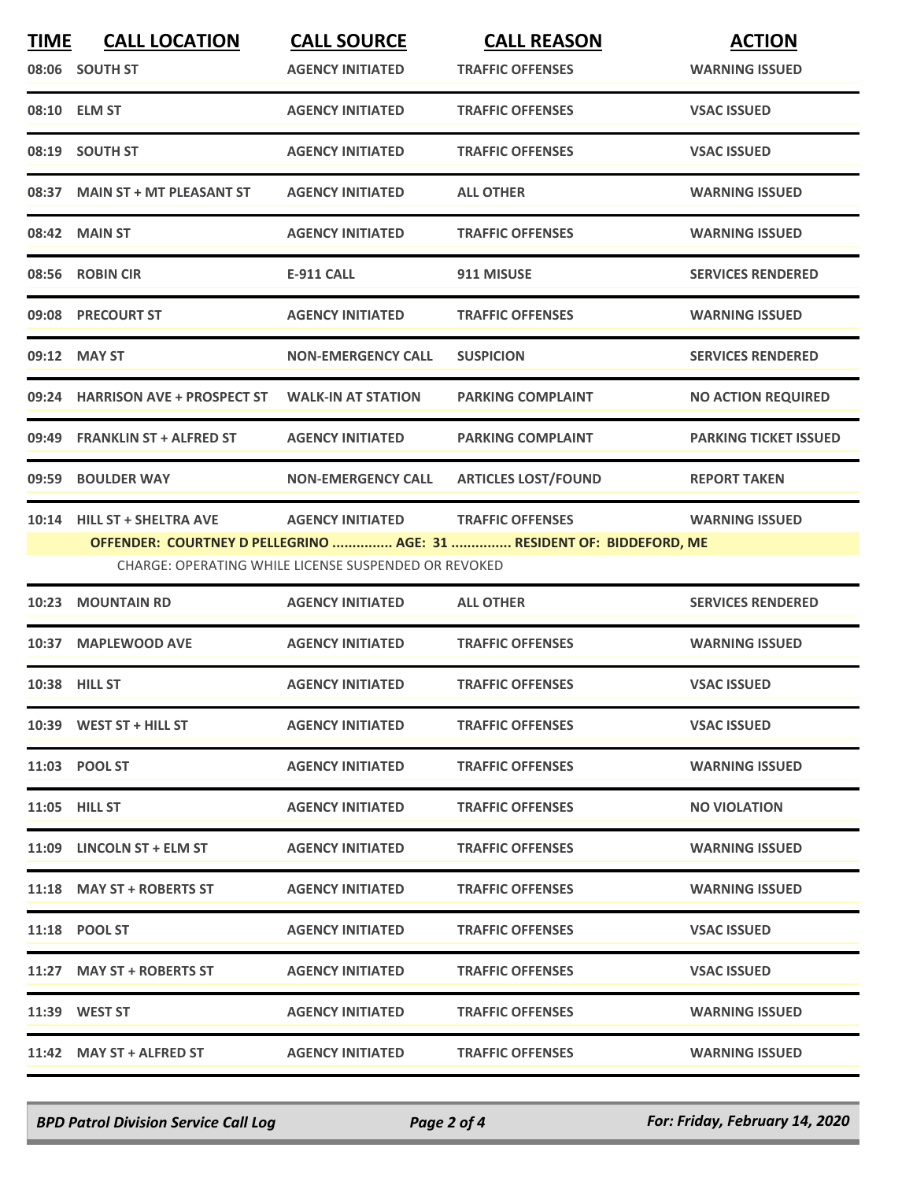| TIME | CALL LOCATION | CALL SOURCE | CALL REASON | ACTION |
|---|---|---|---|---|
| 08:06 | SOUTH ST | AGENCY INITIATED | TRAFFIC OFFENSES | WARNING ISSUED |
| 08:10 | ELM ST | AGENCY INITIATED | TRAFFIC OFFENSES | VSAC ISSUED |
| 08:19 | SOUTH ST | AGENCY INITIATED | TRAFFIC OFFENSES | VSAC ISSUED |
| 08:37 | MAIN ST + MT PLEASANT ST | AGENCY INITIATED | ALL OTHER | WARNING ISSUED |
| 08:42 | MAIN ST | AGENCY INITIATED | TRAFFIC OFFENSES | WARNING ISSUED |
| 08:56 | ROBIN CIR | E-911 CALL | 911 MISUSE | SERVICES RENDERED |
| 09:08 | PRECOURT ST | AGENCY INITIATED | TRAFFIC OFFENSES | WARNING ISSUED |
| 09:12 | MAY ST | NON-EMERGENCY CALL | SUSPICION | SERVICES RENDERED |
| 09:24 | HARRISON AVE + PROSPECT ST | WALK-IN AT STATION | PARKING COMPLAINT | NO ACTION REQUIRED |
| 09:49 | FRANKLIN ST + ALFRED ST | AGENCY INITIATED | PARKING COMPLAINT | PARKING TICKET ISSUED |
| 09:59 | BOULDER WAY | NON-EMERGENCY CALL | ARTICLES LOST/FOUND | REPORT TAKEN |
| 10:14 | HILL ST + SHELTRA AVE | AGENCY INITIATED | TRAFFIC OFFENSES | WARNING ISSUED |
| | OFFENDER: COURTNEY D PELLEGRINO ............... AGE: 31 ............... RESIDENT OF: BIDDEFORD, ME | | | |
| | CHARGE: OPERATING WHILE LICENSE SUSPENDED OR REVOKED | | | |
| 10:23 | MOUNTAIN RD | AGENCY INITIATED | ALL OTHER | SERVICES RENDERED |
| 10:37 | MAPLEWOOD AVE | AGENCY INITIATED | TRAFFIC OFFENSES | WARNING ISSUED |
| 10:38 | HILL ST | AGENCY INITIATED | TRAFFIC OFFENSES | VSAC ISSUED |
| 10:39 | WEST ST + HILL ST | AGENCY INITIATED | TRAFFIC OFFENSES | VSAC ISSUED |
| 11:03 | POOL ST | AGENCY INITIATED | TRAFFIC OFFENSES | WARNING ISSUED |
| 11:05 | HILL ST | AGENCY INITIATED | TRAFFIC OFFENSES | NO VIOLATION |
| 11:09 | LINCOLN ST + ELM ST | AGENCY INITIATED | TRAFFIC OFFENSES | WARNING ISSUED |
| 11:18 | MAY ST + ROBERTS ST | AGENCY INITIATED | TRAFFIC OFFENSES | WARNING ISSUED |
| 11:18 | POOL ST | AGENCY INITIATED | TRAFFIC OFFENSES | VSAC ISSUED |
| 11:27 | MAY ST + ROBERTS ST | AGENCY INITIATED | TRAFFIC OFFENSES | VSAC ISSUED |
| 11:39 | WEST ST | AGENCY INITIATED | TRAFFIC OFFENSES | WARNING ISSUED |
| 11:42 | MAY ST + ALFRED ST | AGENCY INITIATED | TRAFFIC OFFENSES | WARNING ISSUED |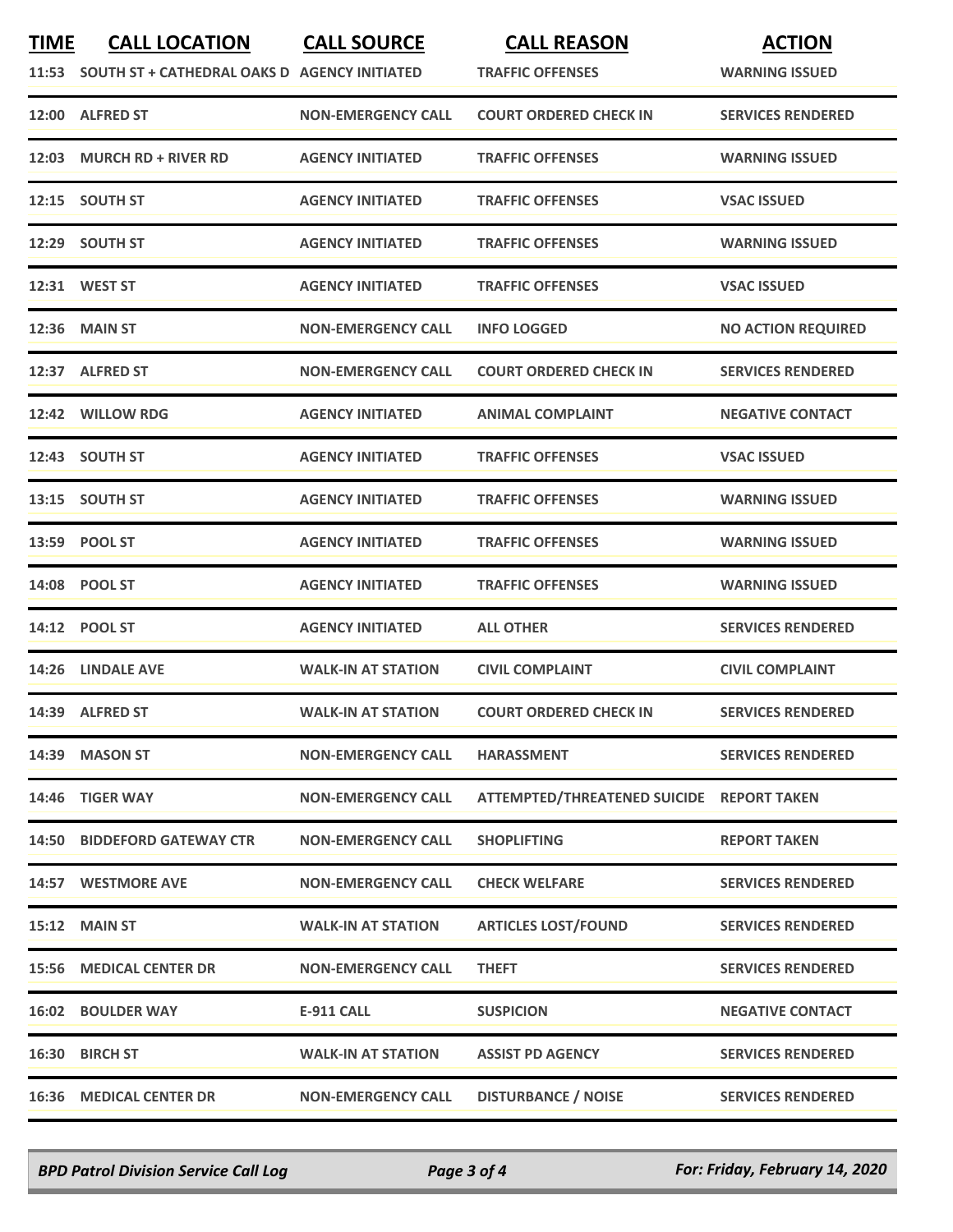| TIME | CALL LOCATION | CALL SOURCE | CALL REASON | ACTION |
| --- | --- | --- | --- | --- |
| 11:53 | SOUTH ST + CATHEDRAL OAKS D | AGENCY INITIATED | TRAFFIC OFFENSES | WARNING ISSUED |
| 12:00 | ALFRED ST | NON-EMERGENCY CALL | COURT ORDERED CHECK IN | SERVICES RENDERED |
| 12:03 | MURCH RD + RIVER RD | AGENCY INITIATED | TRAFFIC OFFENSES | WARNING ISSUED |
| 12:15 | SOUTH ST | AGENCY INITIATED | TRAFFIC OFFENSES | VSAC ISSUED |
| 12:29 | SOUTH ST | AGENCY INITIATED | TRAFFIC OFFENSES | WARNING ISSUED |
| 12:31 | WEST ST | AGENCY INITIATED | TRAFFIC OFFENSES | VSAC ISSUED |
| 12:36 | MAIN ST | NON-EMERGENCY CALL | INFO LOGGED | NO ACTION REQUIRED |
| 12:37 | ALFRED ST | NON-EMERGENCY CALL | COURT ORDERED CHECK IN | SERVICES RENDERED |
| 12:42 | WILLOW RDG | AGENCY INITIATED | ANIMAL COMPLAINT | NEGATIVE CONTACT |
| 12:43 | SOUTH ST | AGENCY INITIATED | TRAFFIC OFFENSES | VSAC ISSUED |
| 13:15 | SOUTH ST | AGENCY INITIATED | TRAFFIC OFFENSES | WARNING ISSUED |
| 13:59 | POOL ST | AGENCY INITIATED | TRAFFIC OFFENSES | WARNING ISSUED |
| 14:08 | POOL ST | AGENCY INITIATED | TRAFFIC OFFENSES | WARNING ISSUED |
| 14:12 | POOL ST | AGENCY INITIATED | ALL OTHER | SERVICES RENDERED |
| 14:26 | LINDALE AVE | WALK-IN AT STATION | CIVIL COMPLAINT | CIVIL COMPLAINT |
| 14:39 | ALFRED ST | WALK-IN AT STATION | COURT ORDERED CHECK IN | SERVICES RENDERED |
| 14:39 | MASON ST | NON-EMERGENCY CALL | HARASSMENT | SERVICES RENDERED |
| 14:46 | TIGER WAY | NON-EMERGENCY CALL | ATTEMPTED/THREATENED SUICIDE | REPORT TAKEN |
| 14:50 | BIDDEFORD GATEWAY CTR | NON-EMERGENCY CALL | SHOPLIFTING | REPORT TAKEN |
| 14:57 | WESTMORE AVE | NON-EMERGENCY CALL | CHECK WELFARE | SERVICES RENDERED |
| 15:12 | MAIN ST | WALK-IN AT STATION | ARTICLES LOST/FOUND | SERVICES RENDERED |
| 15:56 | MEDICAL CENTER DR | NON-EMERGENCY CALL | THEFT | SERVICES RENDERED |
| 16:02 | BOULDER WAY | E-911 CALL | SUSPICION | NEGATIVE CONTACT |
| 16:30 | BIRCH ST | WALK-IN AT STATION | ASSIST PD AGENCY | SERVICES RENDERED |
| 16:36 | MEDICAL CENTER DR | NON-EMERGENCY CALL | DISTURBANCE / NOISE | SERVICES RENDERED |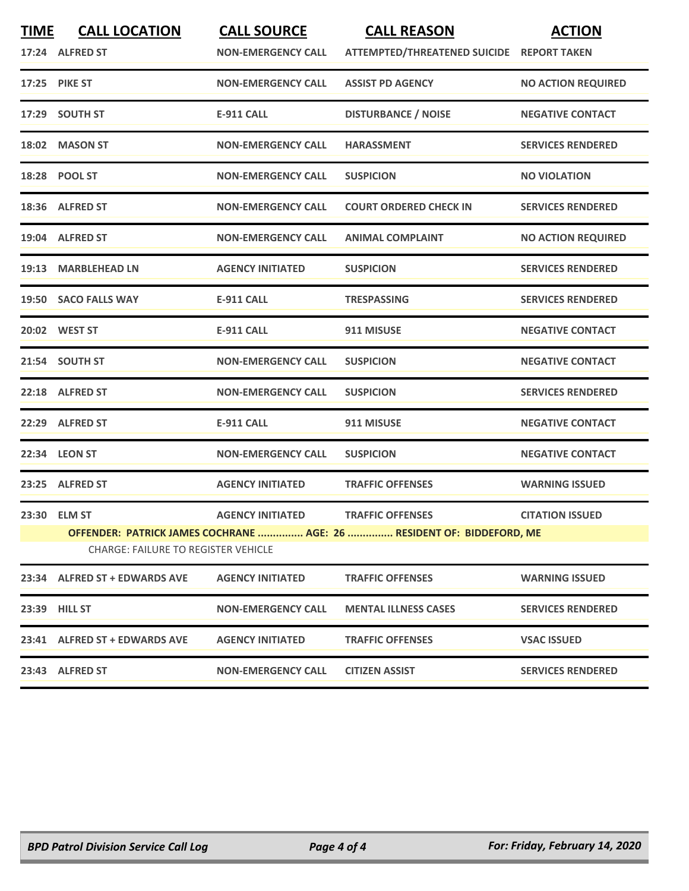| TIME | CALL LOCATION | CALL SOURCE | CALL REASON | ACTION |
| --- | --- | --- | --- | --- |
| 17:24 | ALFRED ST | NON-EMERGENCY CALL | ATTEMPTED/THREATENED SUICIDE | REPORT TAKEN |
| 17:25 | PIKE ST | NON-EMERGENCY CALL | ASSIST PD AGENCY | NO ACTION REQUIRED |
| 17:29 | SOUTH ST | E-911 CALL | DISTURBANCE / NOISE | NEGATIVE CONTACT |
| 18:02 | MASON ST | NON-EMERGENCY CALL | HARASSMENT | SERVICES RENDERED |
| 18:28 | POOL ST | NON-EMERGENCY CALL | SUSPICION | NO VIOLATION |
| 18:36 | ALFRED ST | NON-EMERGENCY CALL | COURT ORDERED CHECK IN | SERVICES RENDERED |
| 19:04 | ALFRED ST | NON-EMERGENCY CALL | ANIMAL COMPLAINT | NO ACTION REQUIRED |
| 19:13 | MARBLEHEAD LN | AGENCY INITIATED | SUSPICION | SERVICES RENDERED |
| 19:50 | SACO FALLS WAY | E-911 CALL | TRESPASSING | SERVICES RENDERED |
| 20:02 | WEST ST | E-911 CALL | 911 MISUSE | NEGATIVE CONTACT |
| 21:54 | SOUTH ST | NON-EMERGENCY CALL | SUSPICION | NEGATIVE CONTACT |
| 22:18 | ALFRED ST | NON-EMERGENCY CALL | SUSPICION | SERVICES RENDERED |
| 22:29 | ALFRED ST | E-911 CALL | 911 MISUSE | NEGATIVE CONTACT |
| 22:34 | LEON ST | NON-EMERGENCY CALL | SUSPICION | NEGATIVE CONTACT |
| 23:25 | ALFRED ST | AGENCY INITIATED | TRAFFIC OFFENSES | WARNING ISSUED |
| 23:30 | ELM ST | AGENCY INITIATED | TRAFFIC OFFENSES | CITATION ISSUED |
| | OFFENDER: PATRICK JAMES COCHRANE ............... AGE: 26 ............... RESIDENT OF: BIDDEFORD, ME | | | |
| | CHARGE: FAILURE TO REGISTER VEHICLE | | | |
| 23:34 | ALFRED ST + EDWARDS AVE | AGENCY INITIATED | TRAFFIC OFFENSES | WARNING ISSUED |
| 23:39 | HILL ST | NON-EMERGENCY CALL | MENTAL ILLNESS CASES | SERVICES RENDERED |
| 23:41 | ALFRED ST + EDWARDS AVE | AGENCY INITIATED | TRAFFIC OFFENSES | VSAC ISSUED |
| 23:43 | ALFRED ST | NON-EMERGENCY CALL | CITIZEN ASSIST | SERVICES RENDERED |